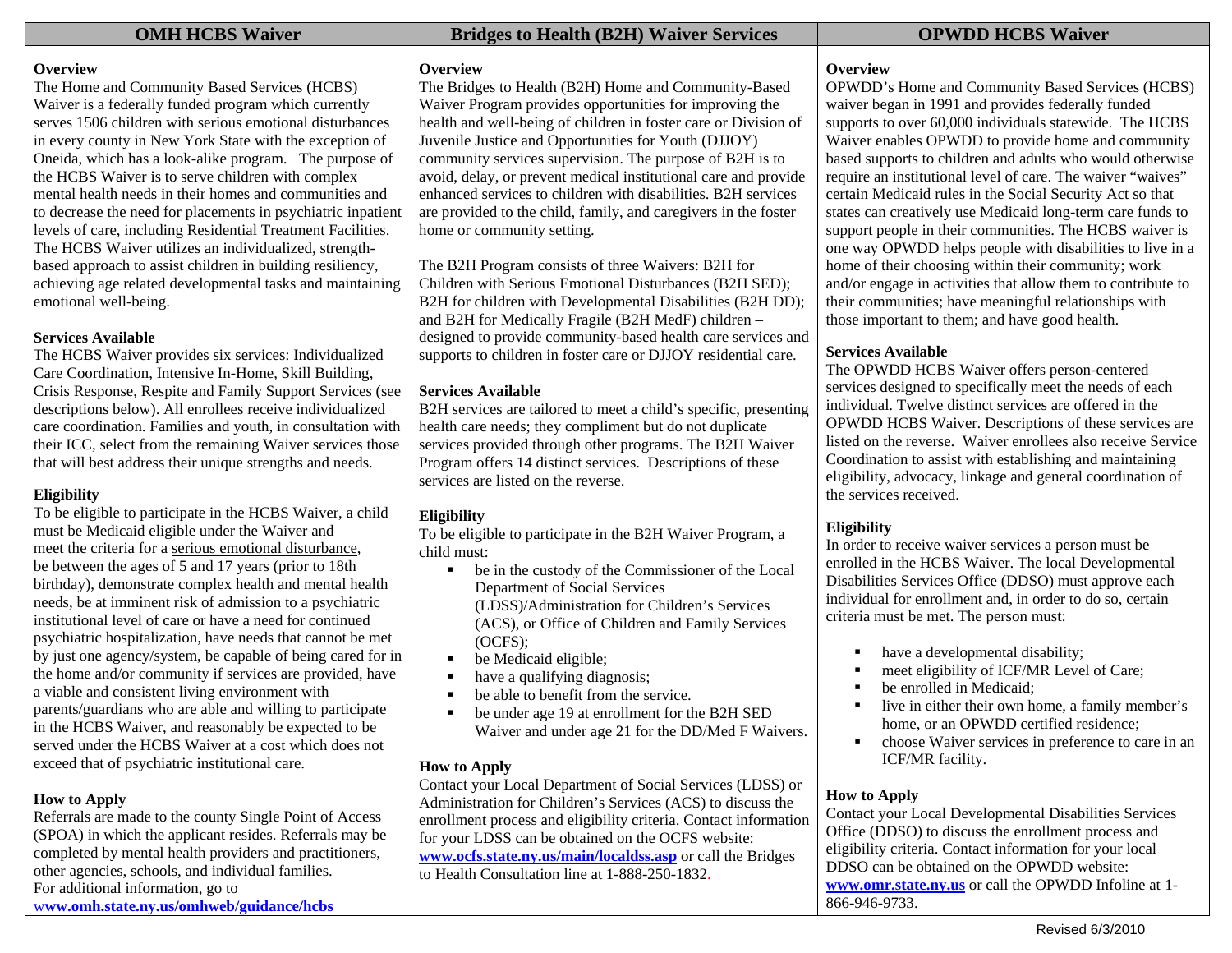## OMH HCBS Waiver

### Overview

The Home and Community Based Services (HCBS) Waiver is a federally funded program which currently serves 1506 children with serious emotional disturbances in every county in New York State with the exception of Oneida, which has a look-alike program. The purpose of the HCBS Waiver is to serve children with complex mental health needs in their homes and communities and to decrease the need for placements in psychiatric inpatient levels of care, including Residential Treatment Facilities. The HCBS Waiver utilizes an individualized, strength-based approach to assist children in building resiliency, achieving age related developmental tasks and maintaining emotional well-being.

### Services Available

The HCBS Waiver provides six services: Individualized Care Coordination, Intensive In-Home, Skill Building, Crisis Response, Respite and Family Support Services (see descriptions below). All enrollees receive individualized care coordination. Families and youth, in consultation with their ICC, select from the remaining Waiver services those that will best address their unique strengths and needs.

### Eligibility

To be eligible to participate in the HCBS Waiver, a child must be Medicaid eligible under the Waiver and meet the criteria for a serious emotional disturbance, be between the ages of 5 and 17 years (prior to 18th birthday), demonstrate complex health and mental health needs, be at imminent risk of admission to a psychiatric institutional level of care or have a need for continued psychiatric hospitalization, have needs that cannot be met by just one agency/system, be capable of being cared for in the home and/or community if services are provided, have a viable and consistent living environment with parents/guardians who are able and willing to participate in the HCBS Waiver, and reasonably be expected to be served under the HCBS Waiver at a cost which does not exceed that of psychiatric institutional care.

### How to Apply

Referrals are made to the county Single Point of Access (SPOA) in which the applicant resides. Referrals may be completed by mental health providers and practitioners, other agencies, schools, and individual families.
For additional information, go to
**www.omh.state.ny.us/omhweb/guidance/hcbs**

## Bridges to Health (B2H) Waiver Services

### Overview

The Bridges to Health (B2H) Home and Community-Based Waiver Program provides opportunities for improving the health and well-being of children in foster care or Division of Juvenile Justice and Opportunities for Youth (DJJOY) community services supervision. The purpose of B2H is to avoid, delay, or prevent medical institutional care and provide enhanced services to children with disabilities. B2H services are provided to the child, family, and caregivers in the foster home or community setting.

The B2H Program consists of three Waivers: B2H for Children with Serious Emotional Disturbances (B2H SED); B2H for children with Developmental Disabilities (B2H DD); and B2H for Medically Fragile (B2H MedF) children – designed to provide community-based health care services and supports to children in foster care or DJJOY residential care.

### Services Available

B2H services are tailored to meet a child's specific, presenting health care needs; they compliment but do not duplicate services provided through other programs. The B2H Waiver Program offers 14 distinct services. Descriptions of these services are listed on the reverse.

### Eligibility

To be eligible to participate in the B2H Waiver Program, a child must:

- be in the custody of the Commissioner of the Local Department of Social Services (LDSS)/Administration for Children's Services (ACS), or Office of Children and Family Services (OCFS);
- be Medicaid eligible;
- have a qualifying diagnosis;
- be able to benefit from the service.
- be under age 19 at enrollment for the B2H SED Waiver and under age 21 for the DD/Med F Waivers.

### How to Apply

Contact your Local Department of Social Services (LDSS) or Administration for Children's Services (ACS) to discuss the enrollment process and eligibility criteria. Contact information for your LDSS can be obtained on the OCFS website: **www.ocfs.state.ny.us/main/localdss.asp** or call the Bridges to Health Consultation line at 1-888-250-1832.

## OPWDD HCBS Waiver

### Overview

OPWDD's Home and Community Based Services (HCBS) waiver began in 1991 and provides federally funded supports to over 60,000 individuals statewide. The HCBS Waiver enables OPWDD to provide home and community based supports to children and adults who would otherwise require an institutional level of care. The waiver "waives" certain Medicaid rules in the Social Security Act so that states can creatively use Medicaid long-term care funds to support people in their communities. The HCBS waiver is one way OPWDD helps people with disabilities to live in a home of their choosing within their community; work and/or engage in activities that allow them to contribute to their communities; have meaningful relationships with those important to them; and have good health.

### Services Available

The OPWDD HCBS Waiver offers person-centered services designed to specifically meet the needs of each individual. Twelve distinct services are offered in the OPWDD HCBS Waiver. Descriptions of these services are listed on the reverse. Waiver enrollees also receive Service Coordination to assist with establishing and maintaining eligibility, advocacy, linkage and general coordination of the services received.

### Eligibility

In order to receive waiver services a person must be enrolled in the HCBS Waiver. The local Developmental Disabilities Services Office (DDSO) must approve each individual for enrollment and, in order to do so, certain criteria must be met. The person must:

- have a developmental disability;
- meet eligibility of ICF/MR Level of Care;
- be enrolled in Medicaid;
- live in either their own home, a family member's home, or an OPWDD certified residence;
- choose Waiver services in preference to care in an ICF/MR facility.

### How to Apply

Contact your Local Developmental Disabilities Services Office (DDSO) to discuss the enrollment process and eligibility criteria. Contact information for your local DDSO can be obtained on the OPWDD website: **www.omr.state.ny.us** or call the OPWDD Infoline at 1-866-946-9733.

Revised 6/3/2010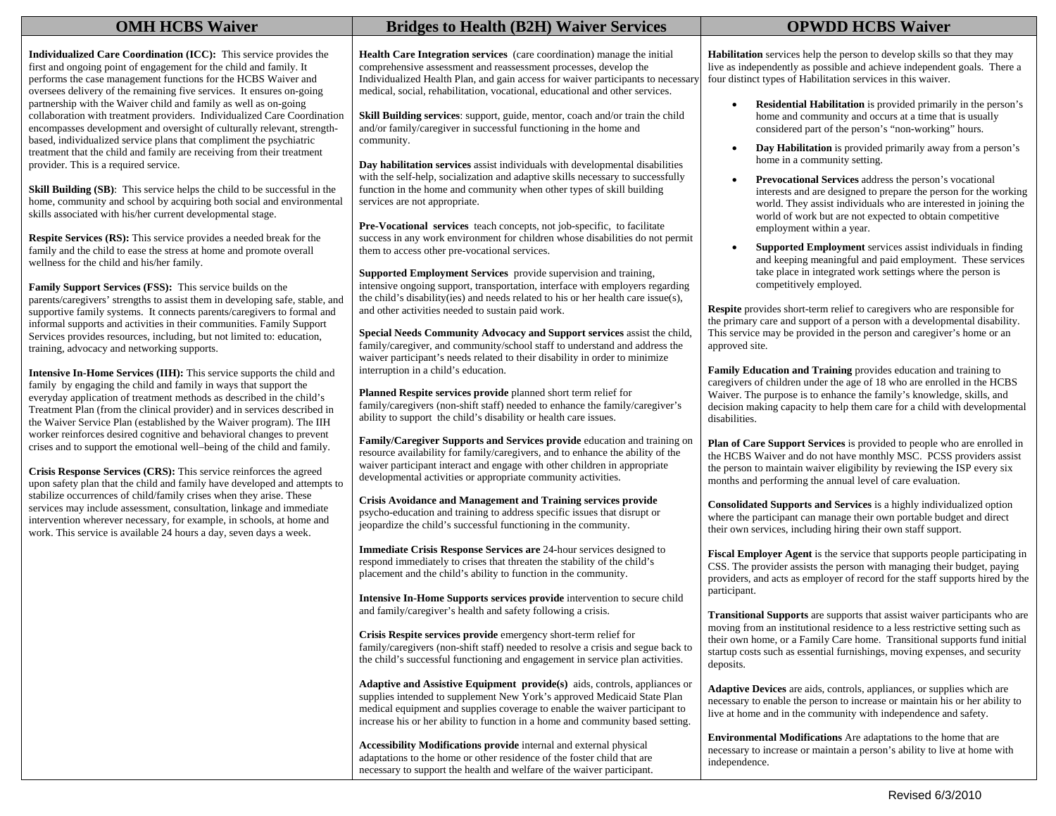## OMH HCBS Waiver

**Individualized Care Coordination (ICC):** This service provides the first and ongoing point of engagement for the child and family. It performs the case management functions for the HCBS Waiver and oversees delivery of the remaining five services. It ensures on-going partnership with the Waiver child and family as well as on-going collaboration with treatment providers. Individualized Care Coordination encompasses development and oversight of culturally relevant, strength-based, individualized service plans that compliment the psychiatric treatment that the child and family are receiving from their treatment provider. This is a required service.

**Skill Building (SB)**: This service helps the child to be successful in the home, community and school by acquiring both social and environmental skills associated with his/her current developmental stage.

**Respite Services (RS):** This service provides a needed break for the family and the child to ease the stress at home and promote overall wellness for the child and his/her family.

**Family Support Services (FSS):** This service builds on the parents/caregivers' strengths to assist them in developing safe, stable, and supportive family systems. It connects parents/caregivers to formal and informal supports and activities in their communities. Family Support Services provides resources, including, but not limited to: education, training, advocacy and networking supports.

**Intensive In-Home Services (IIH):** This service supports the child and family by engaging the child and family in ways that support the everyday application of treatment methods as described in the child's Treatment Plan (from the clinical provider) and in services described in the Waiver Service Plan (established by the Waiver program). The IIH worker reinforces desired cognitive and behavioral changes to prevent crises and to support the emotional well–being of the child and family.

**Crisis Response Services (CRS):** This service reinforces the agreed upon safety plan that the child and family have developed and attempts to stabilize occurrences of child/family crises when they arise. These services may include assessment, consultation, linkage and immediate intervention wherever necessary, for example, in schools, at home and work. This service is available 24 hours a day, seven days a week.

## Bridges to Health (B2H) Waiver Services

**Health Care Integration services** (care coordination) manage the initial comprehensive assessment and reassessment processes, develop the Individualized Health Plan, and gain access for waiver participants to necessary medical, social, rehabilitation, vocational, educational and other services.

**Skill Building services**: support, guide, mentor, coach and/or train the child and/or family/caregiver in successful functioning in the home and community.

**Day habilitation services** assist individuals with developmental disabilities with the self-help, socialization and adaptive skills necessary to successfully function in the home and community when other types of skill building services are not appropriate.

**Pre-Vocational services** teach concepts, not job-specific, to facilitate success in any work environment for children whose disabilities do not permit them to access other pre-vocational services.

**Supported Employment Services** provide supervision and training, intensive ongoing support, transportation, interface with employers regarding the child's disability(ies) and needs related to his or her health care issue(s), and other activities needed to sustain paid work.

**Special Needs Community Advocacy and Support services** assist the child, family/caregiver, and community/school staff to understand and address the waiver participant's needs related to their disability in order to minimize interruption in a child's education.

**Planned Respite services provide** planned short term relief for family/caregivers (non-shift staff) needed to enhance the family/caregiver's ability to support the child's disability or health care issues.

**Family/Caregiver Supports and Services provide** education and training on resource availability for family/caregivers, and to enhance the ability of the waiver participant interact and engage with other children in appropriate developmental activities or appropriate community activities.

**Crisis Avoidance and Management and Training services provide** psycho-education and training to address specific issues that disrupt or jeopardize the child's successful functioning in the community.

**Immediate Crisis Response Services are** 24-hour services designed to respond immediately to crises that threaten the stability of the child's placement and the child's ability to function in the community.

**Intensive In-Home Supports services provide** intervention to secure child and family/caregiver's health and safety following a crisis.

**Crisis Respite services provide** emergency short-term relief for family/caregivers (non-shift staff) needed to resolve a crisis and segue back to the child's successful functioning and engagement in service plan activities.

**Adaptive and Assistive Equipment provide(s)** aids, controls, appliances or supplies intended to supplement New York's approved Medicaid State Plan medical equipment and supplies coverage to enable the waiver participant to increase his or her ability to function in a home and community based setting.

**Accessibility Modifications provide** internal and external physical adaptations to the home or other residence of the foster child that are necessary to support the health and welfare of the waiver participant.

## OPWDD HCBS Waiver

**Habilitation** services help the person to develop skills so that they may live as independently as possible and achieve independent goals. There a four distinct types of Habilitation services in this waiver.

- **Residential Habilitation** is provided primarily in the person's home and community and occurs at a time that is usually considered part of the person's "non-working" hours.
- **Day Habilitation** is provided primarily away from a person's home in a community setting.
- **Prevocational Services** address the person's vocational interests and are designed to prepare the person for the working world. They assist individuals who are interested in joining the world of work but are not expected to obtain competitive employment within a year.
- **Supported Employment** services assist individuals in finding and keeping meaningful and paid employment. These services take place in integrated work settings where the person is competitively employed.

**Respite** provides short-term relief to caregivers who are responsible for the primary care and support of a person with a developmental disability. This service may be provided in the person and caregiver's home or an approved site.

**Family Education and Training** provides education and training to caregivers of children under the age of 18 who are enrolled in the HCBS Waiver. The purpose is to enhance the family's knowledge, skills, and decision making capacity to help them care for a child with developmental disabilities.

**Plan of Care Support Services** is provided to people who are enrolled in the HCBS Waiver and do not have monthly MSC. PCSS providers assist the person to maintain waiver eligibility by reviewing the ISP every six months and performing the annual level of care evaluation.

**Consolidated Supports and Services** is a highly individualized option where the participant can manage their own portable budget and direct their own services, including hiring their own staff support.

**Fiscal Employer Agent** is the service that supports people participating in CSS. The provider assists the person with managing their budget, paying providers, and acts as employer of record for the staff supports hired by the participant.

**Transitional Supports** are supports that assist waiver participants who are moving from an institutional residence to a less restrictive setting such as their own home, or a Family Care home. Transitional supports fund initial startup costs such as essential furnishings, moving expenses, and security deposits.

**Adaptive Devices** are aids, controls, appliances, or supplies which are necessary to enable the person to increase or maintain his or her ability to live at home and in the community with independence and safety.

**Environmental Modifications** Are adaptations to the home that are necessary to increase or maintain a person's ability to live at home with independence.

Revised 6/3/2010